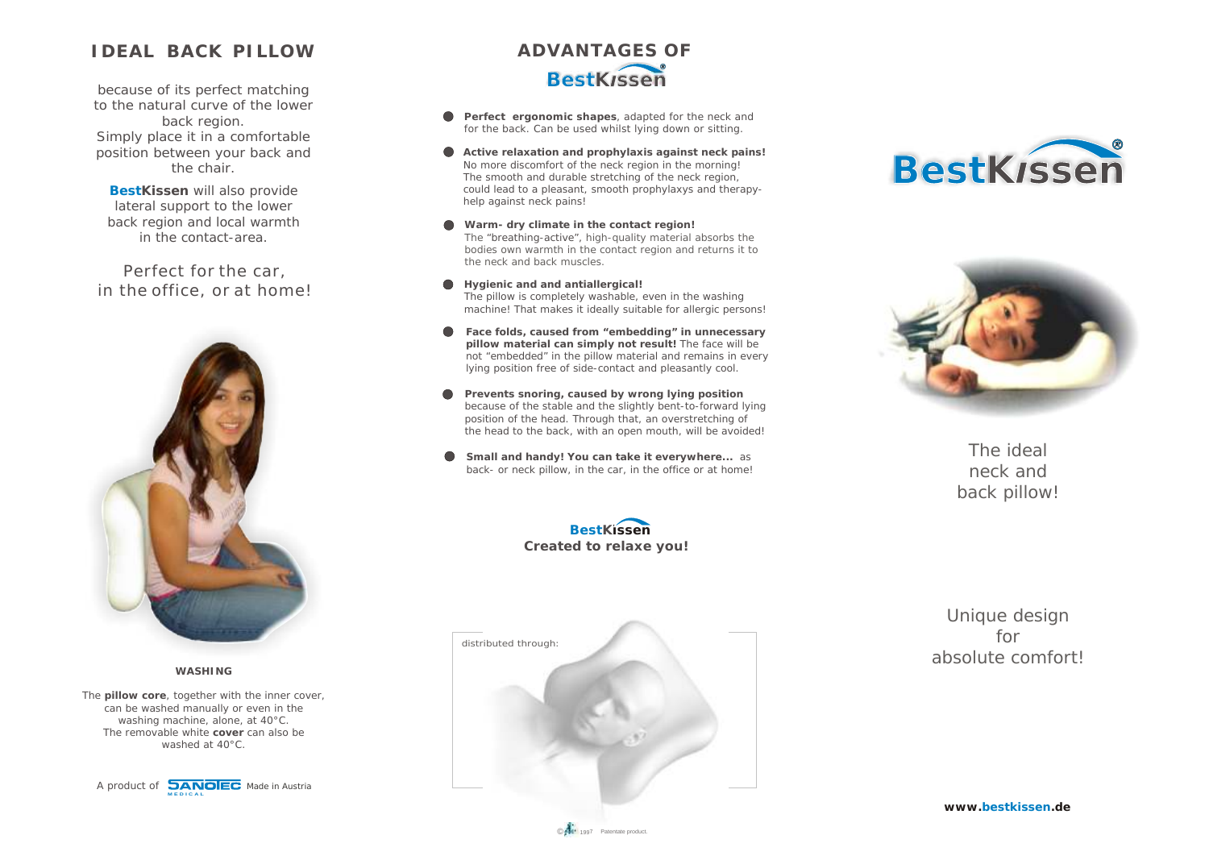## IDEAL BACK PILLOW

because of its perfect matching to the natural curve of the lower back region.
Simply place it in a comfortable position between your back and the chair.

**Best****Kissen** will also provide lateral support to the lower back region and local warmth in the contact-area.

Perfect for the car, in the office, or at home!

**WASHING**

The **pillow core**, together with the inner cover, can be washed manually or even in the washing machine, alone, at 40°C.
The removable white **cover** can also be washed at 40°C.

A product of SANOTEC MEDICAL Made in Austria

## ADVANTAGES OF BestKissen®

- **Perfect ergonomic shapes**, adapted for the neck and for the back. Can be used whilst lying down or sitting.
- **Active relaxation and prophylaxis against neck pains!** No more discomfort of the neck region in the morning! The smooth and durable stretching of the neck region, could lead to a pleasant, smooth prophylaxys and therapy-help against neck pains!
- **Warm- dry climate in the contact region!** The "breathing-active", high-quality material absorbs the bodies own warmth in the contact region and returns it to the neck and back muscles.
- **Hygienic and and antiallergical!** The pillow is completely washable, even in the washing machine! That makes it ideally suitable for allergic persons!
- **Face folds, caused from "embedding" in unnecessary pillow material can simply not result!** The face will be not "embedded" in the pillow material and remains in every lying position free of side-contact and pleasantly cool.
- **Prevents snoring, caused by wrong lying position** because of the stable and the slightly bent-to-forward lying position of the head. Through that, an overstretching of the head to the back, with an open mouth, will be avoided!
- **Small and handy! You can take it everywhere...** as back- or neck pillow, in the car, in the office or at home!

**BestKissen**
**Created to relax you!**

distributed through:

© 1997 Patentate product.

# BestKissen®

The ideal neck and back pillow!

Unique design for absolute comfort!

**www.bestkissen.de**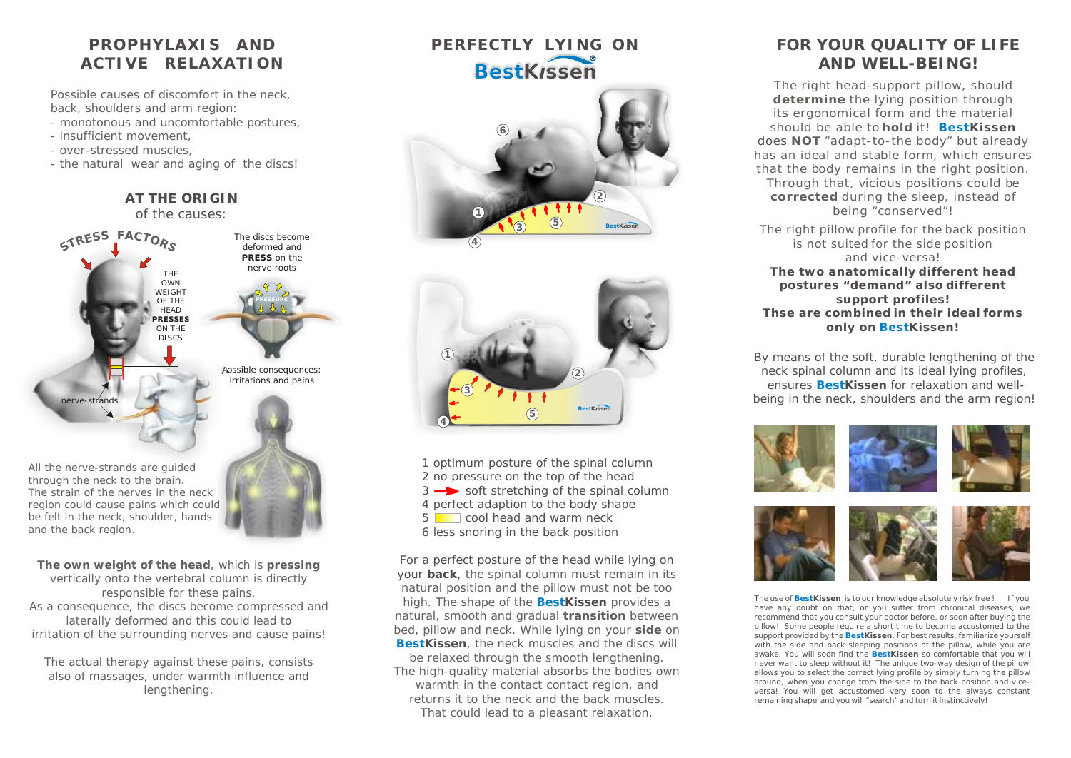## PROPHYLAXIS AND ACTIVE RELAXATION

Possible causes of discomfort in the neck, back, shoulders and arm region:

- monotonous and uncomfortable postures,
- insufficient movement,
- over-stressed muscles,
- the natural wear and aging of the discs!

### AT THE ORIGIN
of the causes:

STRESS FACTORS

THE OWN WEIGHT OF THE HEAD **PRESSES** ON THE DISCS

The discs become deformed and **PRESS** on the nerve roots

PRESSURE

nerve-strands

Possible consequences: irritations and pains

All the nerve-strands are guided through the neck to the brain. The strain of the nerves in the neck region could cause pains which could be felt in the neck, shoulder, hands and the back region.

**The own weight of the head**, which is **pressing** vertically onto the vertebral column is directly responsible for these pains. As a consequence, the discs become compressed and laterally deformed and this could lead to irritation of the surrounding nerves and cause pains!

The actual therapy against these pains, consists also of massages, under warmth influence and lengthening.

## PERFECTLY LYING ON BestKissen

1 optimum posture of the spinal column
2 no pressure on the top of the head
3 soft stretching of the spinal column
4 perfect adaptation to the body shape
5 cool head and warm neck
6 less snoring in the back position

For a perfect posture of the head while lying on your **back**, the spinal column must remain in its natural position and the pillow must not be too high. The shape of the **BestKissen** provides a natural, smooth and gradual **transition** between bed, pillow and neck. While lying on your **side** on **BestKissen**, the neck muscles and the discs will be relaxed through the smooth lengthening. The high-quality material absorbs the bodies own warmth in the contact contact region, and returns it to the neck and the back muscles. That could lead to a pleasant relaxation.

## FOR YOUR QUALITY OF LIFE AND WELL-BEING!

The right head-support pillow, should **determine** the lying position through its ergonomical form and the material should be able to **hold** it! **BestKissen** does **NOT** "adapt-to-the body" but already has an ideal and stable form, which ensures that the body remains in the right position. Through that, vicious positions could be **corrected** during the sleep, instead of being "conserved"!

The right pillow profile for the back position is not suited for the side position and vice-versa!
**The two anatomically different head postures "demand" also different support profiles! Thse are combined in their ideal forms only on BestKissen!**

By means of the soft, durable lengthening of the neck spinal column and its ideal lying profiles, ensures **BestKissen** for relaxation and well-being in the neck, shoulders and the arm region!

The use of **BestKissen** is to our knowledge absolutely risk free! If you have any doubt on that, or you suffer from chronical diseases, we recommend that you consult your doctor before, or soon after buying the pillow! Some people require a short time to become accustomed to the support provided by the **BestKissen**. For best results, familiarize yourself with the side and back sleeping positions of the pillow, while you are awake. You will soon find the **BestKissen** so comfortable that you will never want to sleep without it! The unique two-way design of the pillow allows you to select the correct lying profile by simply turning the pillow around, when you change from the side to the back position and vice-versa! You will get accustomed very soon to the always constant remaining shape and you will "search" and turn it instinctively!